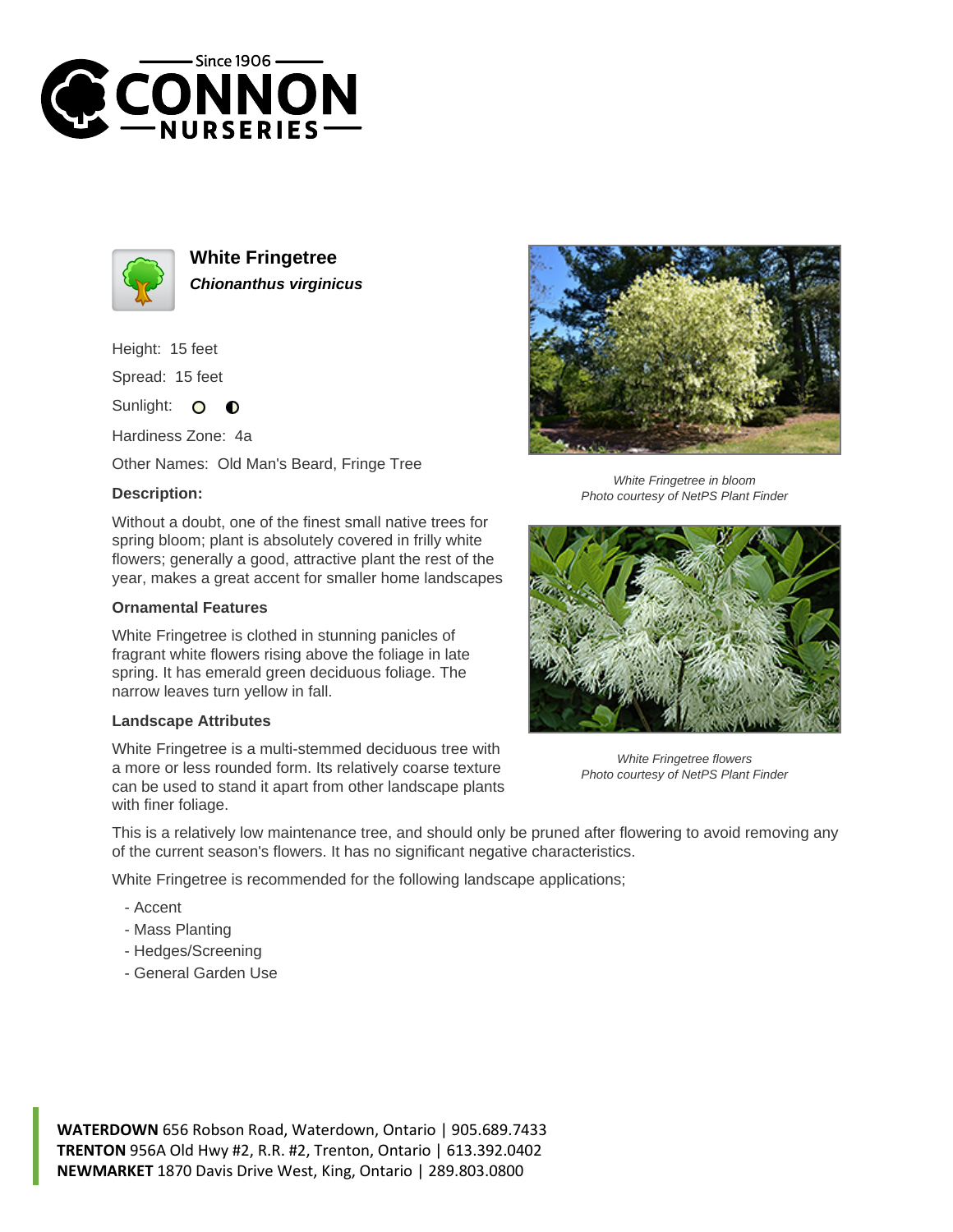# White Fringetree

***Chionanthus virginicus***

Height: 15 feet

Spread: 15 feet

Sunlight:

Hardiness Zone: 4a

Other Names: Old Man's Beard, Fringe Tree

### Description:

Without a doubt, one of the finest small native trees for spring bloom; plant is absolutely covered in frilly white flowers; generally a good, attractive plant the rest of the year, makes a great accent for smaller home landscapes

### Ornamental Features

White Fringetree is clothed in stunning panicles of fragrant white flowers rising above the foliage in late spring. It has emerald green deciduous foliage. The narrow leaves turn yellow in fall.

### Landscape Attributes

White Fringetree is a multi-stemmed deciduous tree with a more or less rounded form. Its relatively coarse texture can be used to stand it apart from other landscape plants with finer foliage.

This is a relatively low maintenance tree, and should only be pruned after flowering to avoid removing any of the current season's flowers. It has no significant negative characteristics.

White Fringetree is recommended for the following landscape applications;

- Accent
- Mass Planting
- Hedges/Screening
- General Garden Use

*White Fringetree in bloom*
*Photo courtesy of NetPS Plant Finder*

*White Fringetree flowers*
*Photo courtesy of NetPS Plant Finder*

**WATERDOWN** 656 Robson Road, Waterdown, Ontario | 905.689.7433
**TRENTON** 956A Old Hwy #2, R.R. #2, Trenton, Ontario | 613.392.0402
**NEWMARKET** 1870 Davis Drive West, King, Ontario | 289.803.0800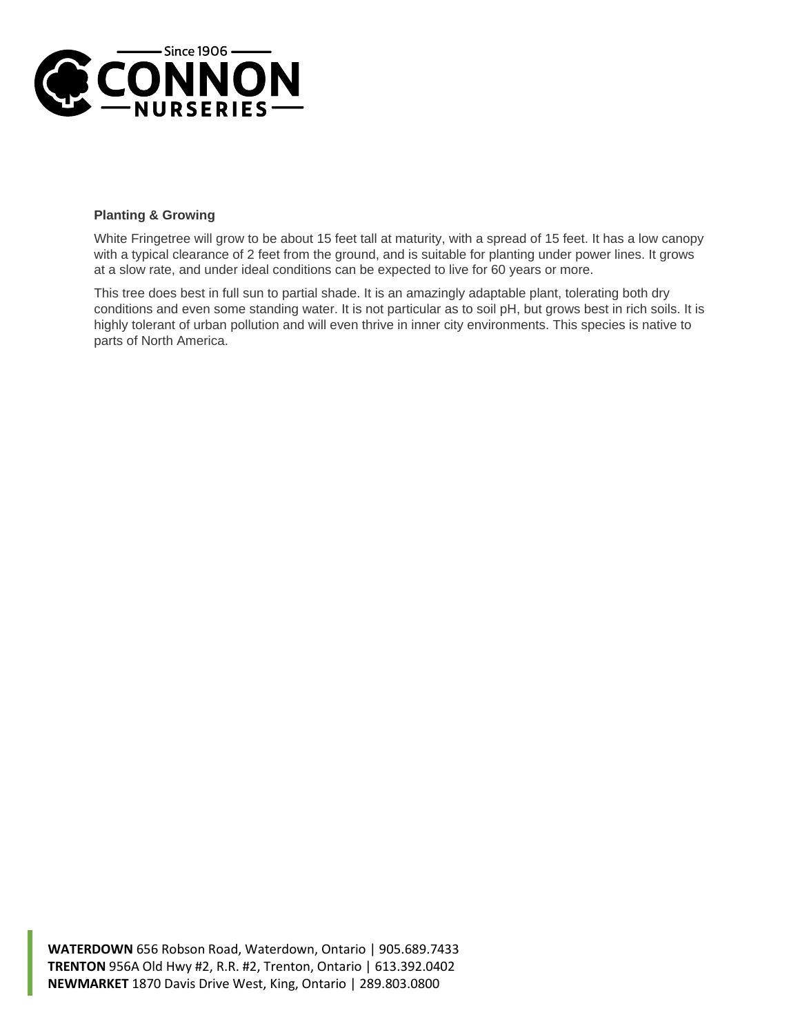### Planting & Growing

White Fringetree will grow to be about 15 feet tall at maturity, with a spread of 15 feet. It has a low canopy with a typical clearance of 2 feet from the ground, and is suitable for planting under power lines. It grows at a slow rate, and under ideal conditions can be expected to live for 60 years or more.

This tree does best in full sun to partial shade. It is an amazingly adaptable plant, tolerating both dry conditions and even some standing water. It is not particular as to soil pH, but grows best in rich soils. It is highly tolerant of urban pollution and will even thrive in inner city environments. This species is native to parts of North America.